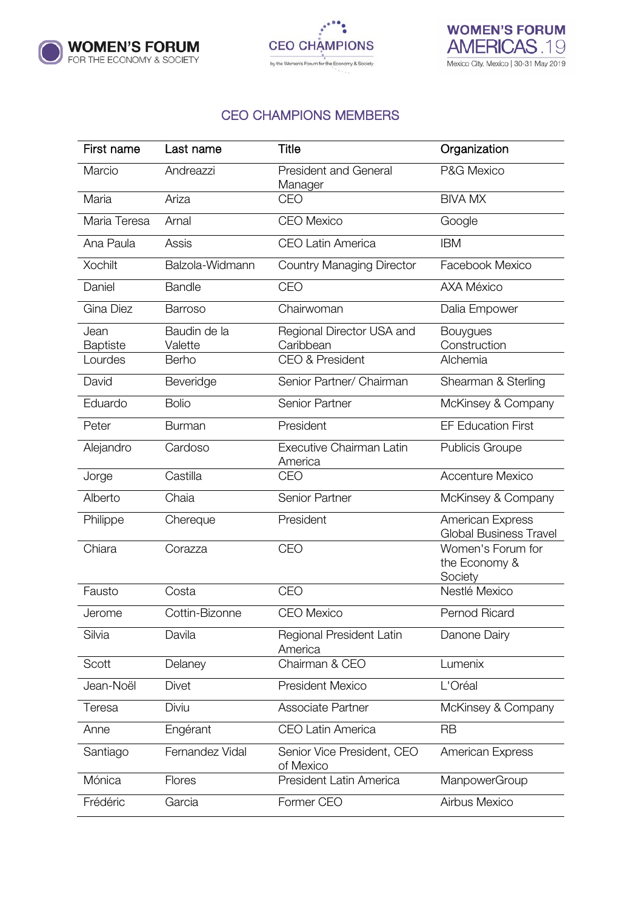## CEO CHAMPIONS MEMBERS

| First name | Last name | Title | Organization |
|---|---|---|---|
| Marcio | Andreazzi | President and General Manager | P&G Mexico |
| Maria | Ariza | CEO | BIVA MX |
| Maria Teresa | Arnal | CEO Mexico | Google |
| Ana Paula | Assis | CEO Latin America | IBM |
| Xochilt | Balzola-Widmann | Country Managing Director | Facebook Mexico |
| Daniel | Bandle | CEO | AXA México |
| Gina Diez | Barroso | Chairwoman | Dalia Empower |
| Jean Baptiste | Baudin de la Valette | Regional Director USA and Caribbean | Bouygues Construction |
| Lourdes | Berho | CEO & President | Alchemia |
| David | Beveridge | Senior Partner/ Chairman | Shearman & Sterling |
| Eduardo | Bolio | Senior Partner | McKinsey & Company |
| Peter | Burman | President | EF Education First |
| Alejandro | Cardoso | Executive Chairman Latin America | Publicis Groupe |
| Jorge | Castilla | CEO | Accenture Mexico |
| Alberto | Chaia | Senior Partner | McKinsey & Company |
| Philippe | Chereque | President | American Express Global Business Travel |
| Chiara | Corazza | CEO | Women's Forum for the Economy & Society |
| Fausto | Costa | CEO | Nestlé Mexico |
| Jerome | Cottin-Bizonne | CEO Mexico | Pernod Ricard |
| Silvia | Davila | Regional President Latin America | Danone Dairy |
| Scott | Delaney | Chairman & CEO | Lumenix |
| Jean-Noël | Divet | President Mexico | L'Oréal |
| Teresa | Diviu | Associate Partner | McKinsey & Company |
| Anne | Engérant | CEO Latin America | RB |
| Santiago | Fernandez Vidal | Senior Vice President, CEO of Mexico | American Express |
| Mónica | Flores | President Latin America | ManpowerGroup |
| Frédéric | Garcia | Former CEO | Airbus Mexico |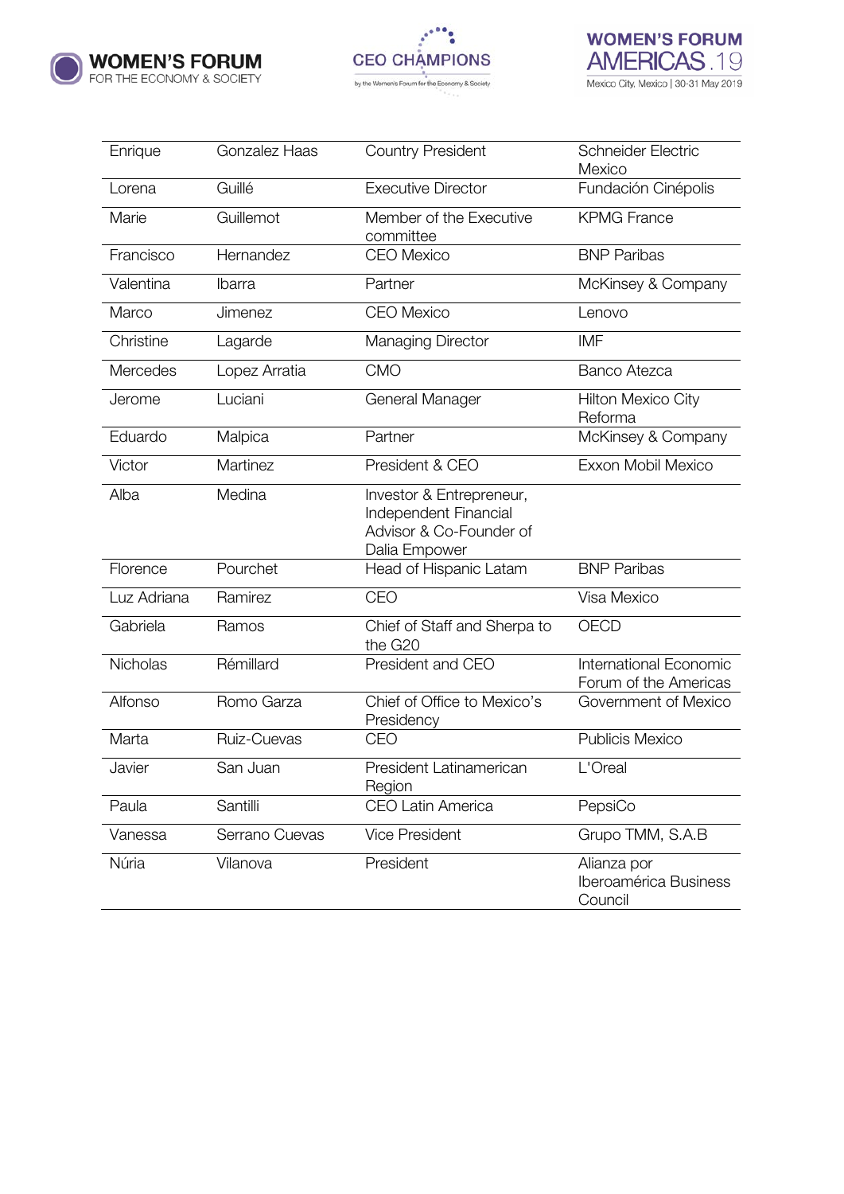| | | | |
|---|---|---|---|
| Enrique | Gonzalez Haas | Country President | Schneider Electric Mexico |
| Lorena | Guillé | Executive Director | Fundación Cinépolis |
| Marie | Guillemot | Member of the Executive committee | KPMG France |
| Francisco | Hernandez | CEO Mexico | BNP Paribas |
| Valentina | Ibarra | Partner | McKinsey & Company |
| Marco | Jimenez | CEO Mexico | Lenovo |
| Christine | Lagarde | Managing Director | IMF |
| Mercedes | Lopez Arratia | CMO | Banco Atezca |
| Jerome | Luciani | General Manager | Hilton Mexico City Reforma |
| Eduardo | Malpica | Partner | McKinsey & Company |
| Victor | Martinez | President & CEO | Exxon Mobil Mexico |
| Alba | Medina | Investor & Entrepreneur, Independent Financial Advisor & Co-Founder of Dalia Empower | |
| Florence | Pourchet | Head of Hispanic Latam | BNP Paribas |
| Luz Adriana | Ramirez | CEO | Visa Mexico |
| Gabriela | Ramos | Chief of Staff and Sherpa to the G20 | OECD |
| Nicholas | Rémillard | President and CEO | International Economic Forum of the Americas |
| Alfonso | Romo Garza | Chief of Office to Mexico's Presidency | Government of Mexico |
| Marta | Ruiz-Cuevas | CEO | Publicis Mexico |
| Javier | San Juan | President Latinamerican Region | L'Oreal |
| Paula | Santilli | CEO Latin America | PepsiCo |
| Vanessa | Serrano Cuevas | Vice President | Grupo TMM, S.A.B |
| Núria | Vilanova | President | Alianza por Iberoamérica Business Council |